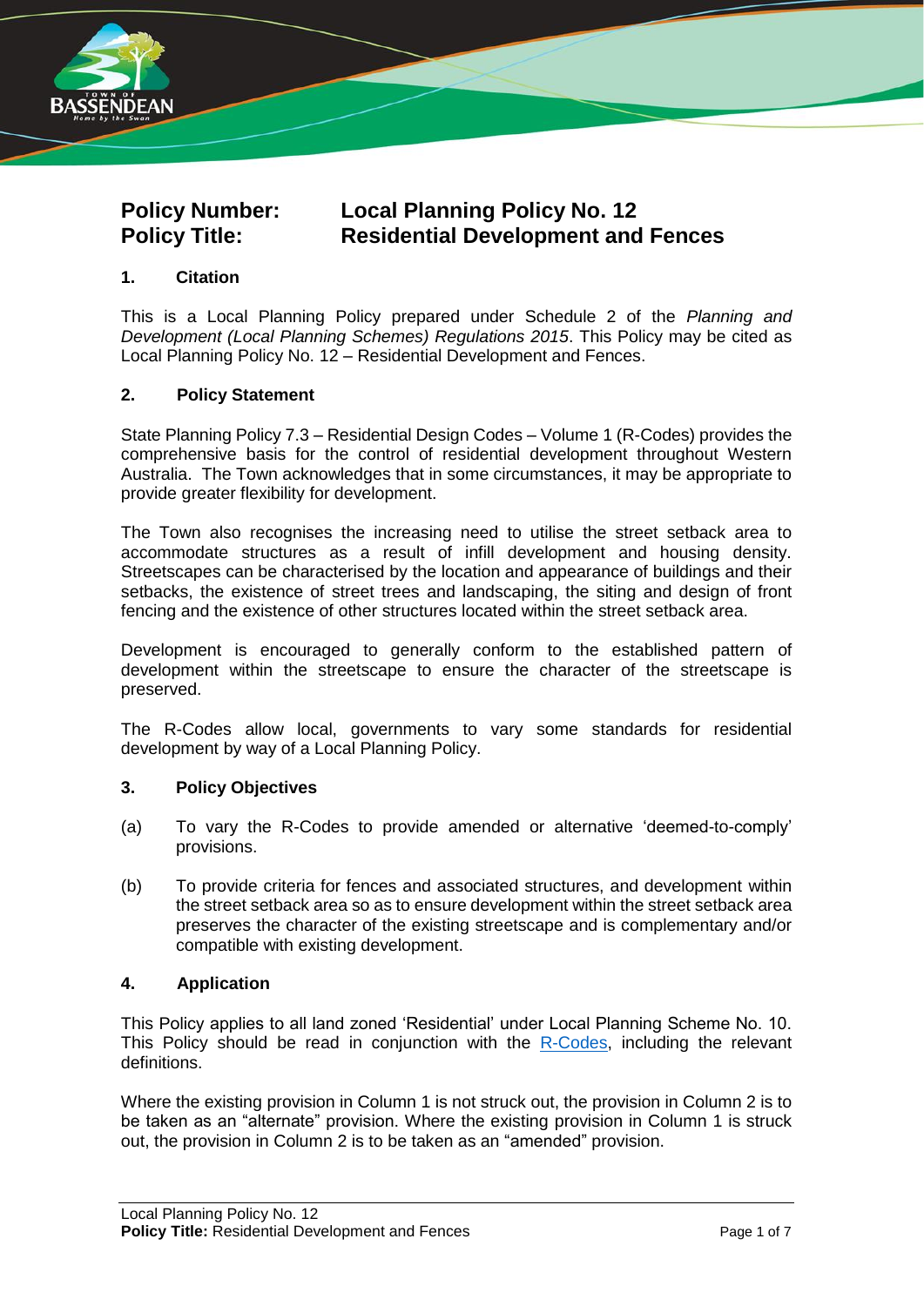**Policy Number:** **Local Planning Policy No. 12**
**Policy Title:** **Residential Development and Fences**

## 1. Citation

This is a Local Planning Policy prepared under Schedule 2 of the *Planning and Development (Local Planning Schemes) Regulations 2015*. This Policy may be cited as Local Planning Policy No. 12 – Residential Development and Fences.

## 2. Policy Statement

State Planning Policy 7.3 – Residential Design Codes – Volume 1 (R-Codes) provides the comprehensive basis for the control of residential development throughout Western Australia. The Town acknowledges that in some circumstances, it may be appropriate to provide greater flexibility for development.

The Town also recognises the increasing need to utilise the street setback area to accommodate structures as a result of infill development and housing density. Streetscapes can be characterised by the location and appearance of buildings and their setbacks, the existence of street trees and landscaping, the siting and design of front fencing and the existence of other structures located within the street setback area.

Development is encouraged to generally conform to the established pattern of development within the streetscape to ensure the character of the streetscape is preserved.

The R-Codes allow local, governments to vary some standards for residential development by way of a Local Planning Policy.

## 3. Policy Objectives

(a) To vary the R-Codes to provide amended or alternative 'deemed-to-comply' provisions.

(b) To provide criteria for fences and associated structures, and development within the street setback area so as to ensure development within the street setback area preserves the character of the existing streetscape and is complementary and/or compatible with existing development.

## 4. Application

This Policy applies to all land zoned 'Residential' under Local Planning Scheme No. 10. This Policy should be read in conjunction with the R-Codes, including the relevant definitions.

Where the existing provision in Column 1 is not struck out, the provision in Column 2 is to be taken as an "alternate" provision. Where the existing provision in Column 1 is struck out, the provision in Column 2 is to be taken as an "amended" provision.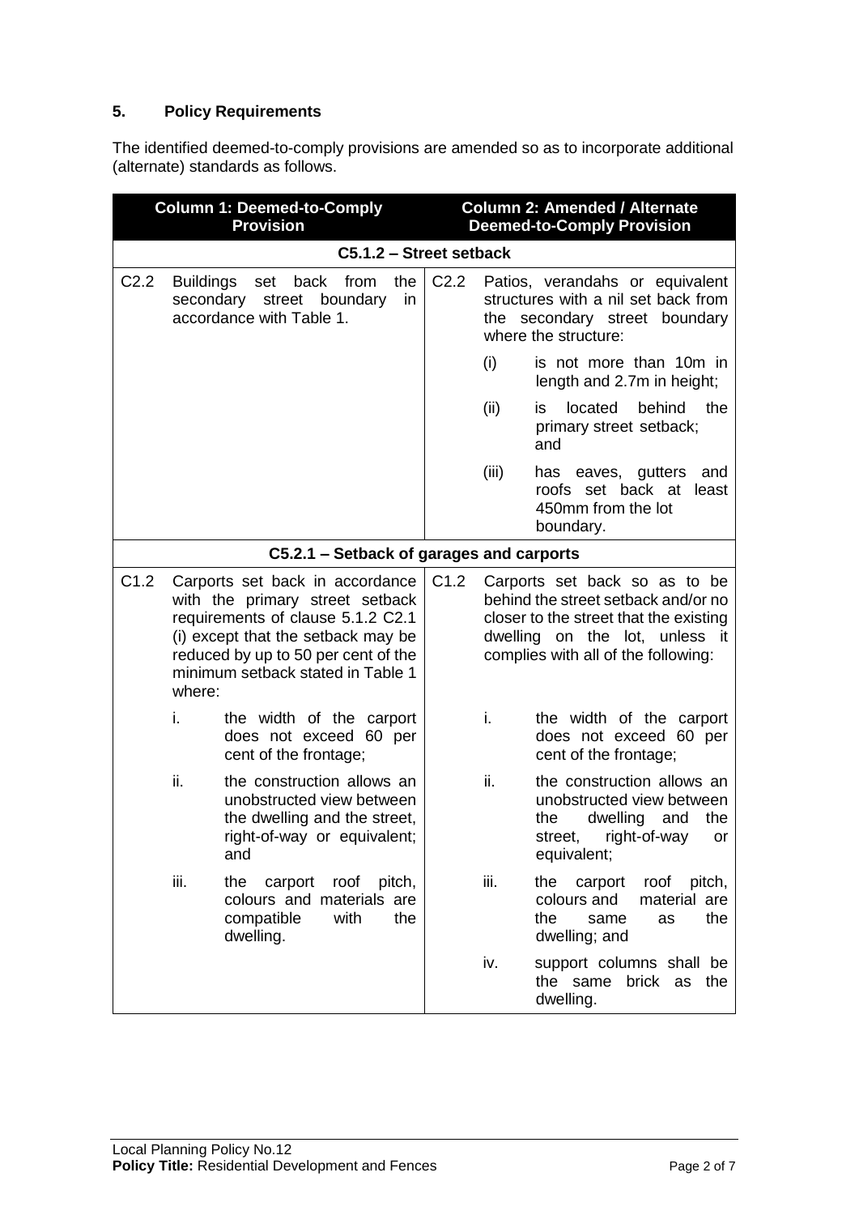## 5. Policy Requirements

The identified deemed-to-comply provisions are amended so as to incorporate additional (alternate) standards as follows.

| Column 1: Deemed-to-Comply Provision | | | Column 2: Amended / Alternate Deemed-to-Comply Provision | | |
|---|---|---|---|---|---|
| **C5.1.2 – Street setback** | | | | | |
| C2.2 | Buildings set back from the secondary street boundary in accordance with Table 1. | | C2.2 | Patios, verandahs or equivalent structures with a nil set back from the secondary street boundary where the structure: | |
| | | | | (i) | is not more than 10m in length and 2.7m in height; |
| | | | | (ii) | is located behind the primary street setback; and |
| | | | | (iii) | has eaves, gutters and roofs set back at least 450mm from the lot boundary. |
| **C5.2.1 – Setback of garages and carports** | | | | | |
| C1.2 | Carports set back in accordance with the primary street setback requirements of clause 5.1.2 C2.1 (i) except that the setback may be reduced by up to 50 per cent of the minimum setback stated in Table 1 where: | | C1.2 | Carports set back so as to be behind the street setback and/or no closer to the street that the existing dwelling on the lot, unless it complies with all of the following: | |
| | i. | the width of the carport does not exceed 60 per cent of the frontage; | | i. | the width of the carport does not exceed 60 per cent of the frontage; |
| | ii. | the construction allows an unobstructed view between the dwelling and the street, right-of-way or equivalent; and | | ii. | the construction allows an unobstructed view between the dwelling and the street, right-of-way or equivalent; |
| | iii. | the carport roof pitch, colours and materials are compatible with the dwelling. | | iii. | the carport roof pitch, colours and material are the same as the dwelling; and |
| | | | | iv. | support columns shall be the same brick as the dwelling. |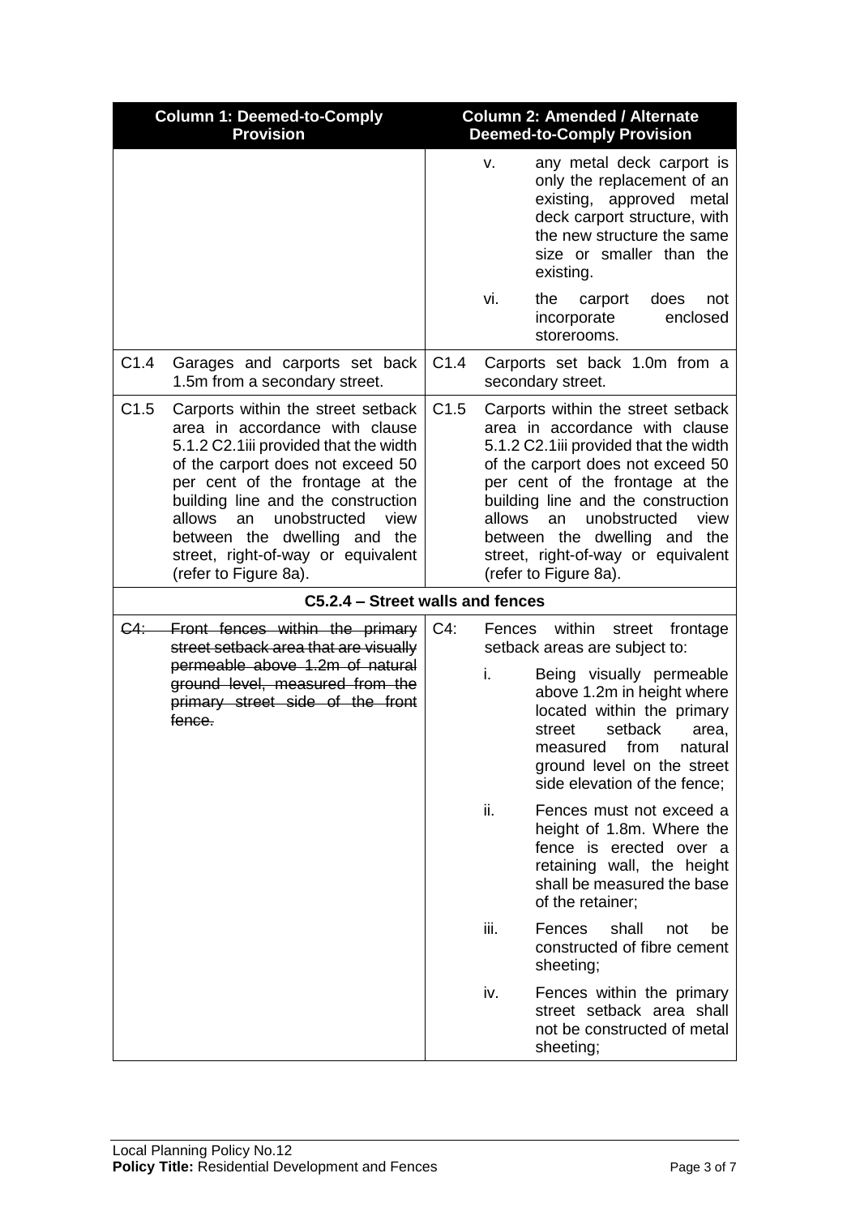| Column 1: Deemed-to-Comply Provision | Column 2: Amended / Alternate Deemed-to-Comply Provision |
|---|---|
| | v. any metal deck carport is only the replacement of an existing, approved metal deck carport structure, with the new structure the same size or smaller than the existing.<br><br>vi. the carport does not incorporate enclosed storerooms. |
| C1.4 Garages and carports set back 1.5m from a secondary street. | C1.4 Carports set back 1.0m from a secondary street. |
| C1.5 Carports within the street setback area in accordance with clause 5.1.2 C2.1iii provided that the width of the carport does not exceed 50 per cent of the frontage at the building line and the construction allows an unobstructed view between the dwelling and the street, right-of-way or equivalent (refer to Figure 8a). | C1.5 Carports within the street setback area in accordance with clause 5.1.2 C2.1iii provided that the width of the carport does not exceed 50 per cent of the frontage at the building line and the construction allows an unobstructed view between the dwelling and the street, right-of-way or equivalent (refer to Figure 8a). |
| **C5.2.4 – Street walls and fences** | |
| ~~C4: Front fences within the primary street setback area that are visually permeable above 1.2m of natural ground level, measured from the primary street side of the front fence.~~ | C4: Fences within street frontage setback areas are subject to:<br><br>i. Being visually permeable above 1.2m in height where located within the primary street setback area, measured from natural ground level on the street side elevation of the fence;<br><br>ii. Fences must not exceed a height of 1.8m. Where the fence is erected over a retaining wall, the height shall be measured the base of the retainer;<br><br>iii. Fences shall not be constructed of fibre cement sheeting;<br><br>iv. Fences within the primary street setback area shall not be constructed of metal sheeting; |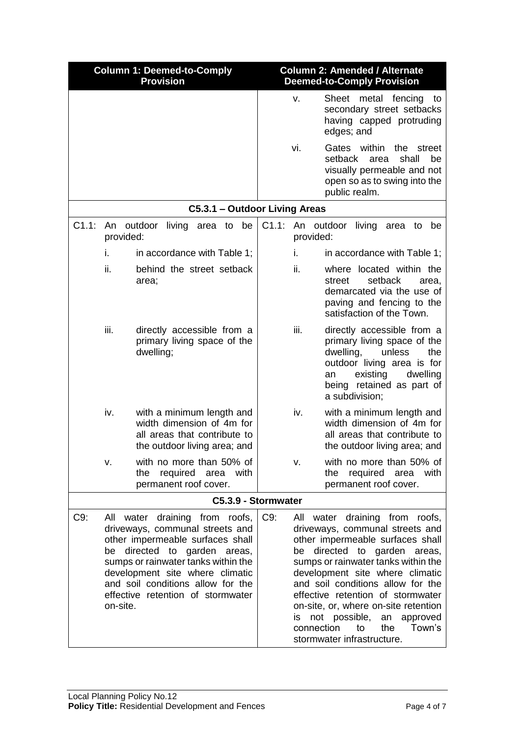| Column 1: Deemed-to-Comply Provision | Column 2: Amended / Alternate Deemed-to-Comply Provision |
|---|---|
| | v. Sheet metal fencing to secondary street setbacks having capped protruding edges; and |
| | vi. Gates within the street setback area shall be visually permeable and not open so as to swing into the public realm. |
| **C5.3.1 – Outdoor Living Areas** | |
| C1.1: An outdoor living area to be provided: | C1.1: An outdoor living area to be provided: |
| i. in accordance with Table 1; | i. in accordance with Table 1; |
| ii. behind the street setback area; | ii. where located within the street setback area, demarcated via the use of paving and fencing to the satisfaction of the Town. |
| iii. directly accessible from a primary living space of the dwelling; | iii. directly accessible from a primary living space of the dwelling, unless the outdoor living area is for an existing dwelling being retained as part of a subdivision; |
| iv. with a minimum length and width dimension of 4m for all areas that contribute to the outdoor living area; and | iv. with a minimum length and width dimension of 4m for all areas that contribute to the outdoor living area; and |
| v. with no more than 50% of the required area with permanent roof cover. | v. with no more than 50% of the required area with permanent roof cover. |
| **C5.3.9 - Stormwater** | |
| C9: All water draining from roofs, driveways, communal streets and other impermeable surfaces shall be directed to garden areas, sumps or rainwater tanks within the development site where climatic and soil conditions allow for the effective retention of stormwater on-site. | C9: All water draining from roofs, driveways, communal streets and other impermeable surfaces shall be directed to garden areas, sumps or rainwater tanks within the development site where climatic and soil conditions allow for the effective retention of stormwater on-site, or, where on-site retention is not possible, an approved connection to the Town's stormwater infrastructure. |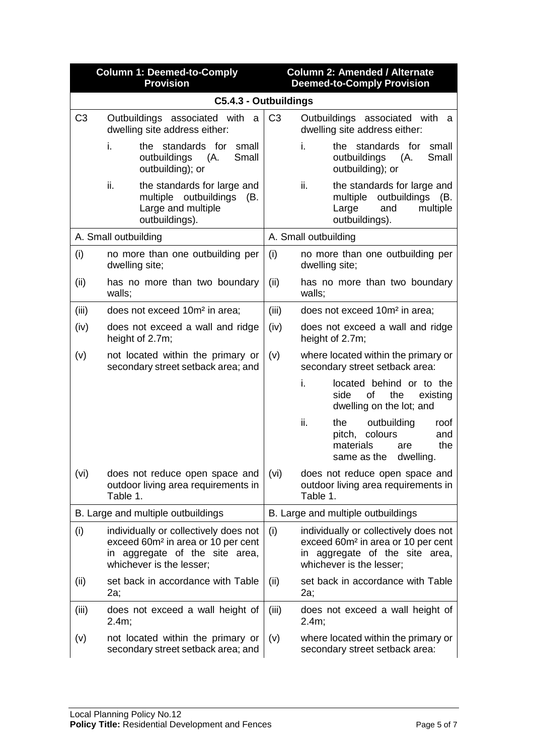| Column 1: Deemed-to-Comply Provision | | Column 2: Amended / Alternate Deemed-to-Comply Provision | |
|---|---|---|---|
| **C5.4.3 - Outbuildings** | | | |
| C3 | Outbuildings associated with a dwelling site address either: | C3 | Outbuildings associated with a dwelling site address either: |
| | i. the standards for small outbuildings (A. Small outbuilding); or | | i. the standards for small outbuildings (A. Small outbuilding); or |
| | ii. the standards for large and multiple outbuildings (B. Large and multiple outbuildings). | | ii. the standards for large and multiple outbuildings (B. Large and multiple outbuildings). |
| A. Small outbuilding | | A. Small outbuilding | |
| (i) | no more than one outbuilding per dwelling site; | (i) | no more than one outbuilding per dwelling site; |
| (ii) | has no more than two boundary walls; | (ii) | has no more than two boundary walls; |
| (iii) | does not exceed 10m² in area; | (iii) | does not exceed 10m² in area; |
| (iv) | does not exceed a wall and ridge height of 2.7m; | (iv) | does not exceed a wall and ridge height of 2.7m; |
| (v) | not located within the primary or secondary street setback area; and | (v) | where located within the primary or secondary street setback area: |
| | | | i. located behind or to the side of the existing dwelling on the lot; and |
| | | | ii. the outbuilding roof pitch, colours and materials are the same as the dwelling. |
| (vi) | does not reduce open space and outdoor living area requirements in Table 1. | (vi) | does not reduce open space and outdoor living area requirements in Table 1. |
| B. Large and multiple outbuildings | | B. Large and multiple outbuildings | |
| (i) | individually or collectively does not exceed 60m² in area or 10 per cent in aggregate of the site area, whichever is the lesser; | (i) | individually or collectively does not exceed 60m² in area or 10 per cent in aggregate of the site area, whichever is the lesser; |
| (ii) | set back in accordance with Table 2a; | (ii) | set back in accordance with Table 2a; |
| (iii) | does not exceed a wall height of 2.4m; | (iii) | does not exceed a wall height of 2.4m; |
| (v) | not located within the primary or secondary street setback area; and | (v) | where located within the primary or secondary street setback area: |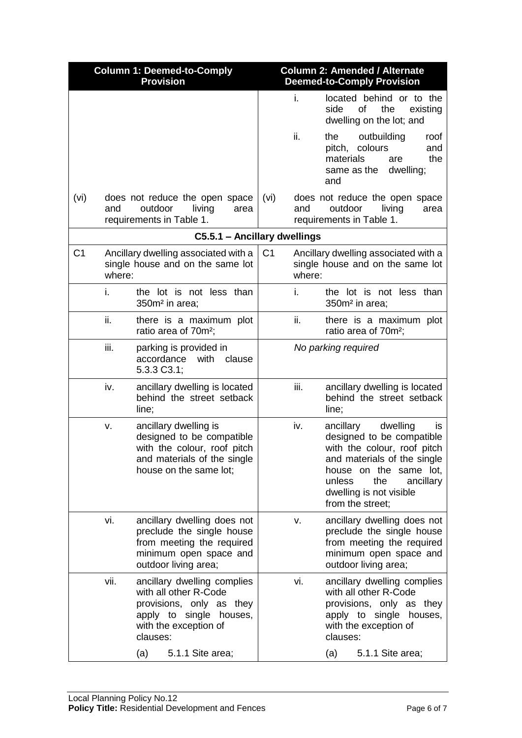| Column 1: Deemed-to-Comply Provision | | | Column 2: Amended / Alternate Deemed-to-Comply Provision | | |
|---|---|---|---|---|---|
| | | | | i. | located behind or to the side of the existing dwelling on the lot; and |
| | | | | ii. | the outbuilding roof pitch, colours and materials are the same as the dwelling; and |
| (vi) | does not reduce the open space and outdoor living area requirements in Table 1. | | (vi) | does not reduce the open space and outdoor living area requirements in Table 1. | |
| **C5.5.1 – Ancillary dwellings** | | | | | |
| C1 | Ancillary dwelling associated with a single house and on the same lot where: | | C1 | Ancillary dwelling associated with a single house and on the same lot where: | |
| | i. | the lot is not less than 350m² in area; | | i. | the lot is not less than 350m² in area; |
| | ii. | there is a maximum plot ratio area of 70m²; | | ii. | there is a maximum plot ratio area of 70m²; |
| | iii. | parking is provided in accordance with clause 5.3.3 C3.1; | | *No parking required* | |
| | iv. | ancillary dwelling is located behind the street setback line; | | iii. | ancillary dwelling is located behind the street setback line; |
| | v. | ancillary dwelling is designed to be compatible with the colour, roof pitch and materials of the single house on the same lot; | | iv. | ancillary dwelling is designed to be compatible with the colour, roof pitch and materials of the single house on the same lot, unless the ancillary dwelling is not visible from the street; |
| | vi. | ancillary dwelling does not preclude the single house from meeting the required minimum open space and outdoor living area; | | v. | ancillary dwelling does not preclude the single house from meeting the required minimum open space and outdoor living area; |
| | vii. | ancillary dwelling complies with all other R-Code provisions, only as they apply to single houses, with the exception of clauses: | | vi. | ancillary dwelling complies with all other R-Code provisions, only as they apply to single houses, with the exception of clauses: |
| | | (a) 5.1.1 Site area; | | | (a) 5.1.1 Site area; |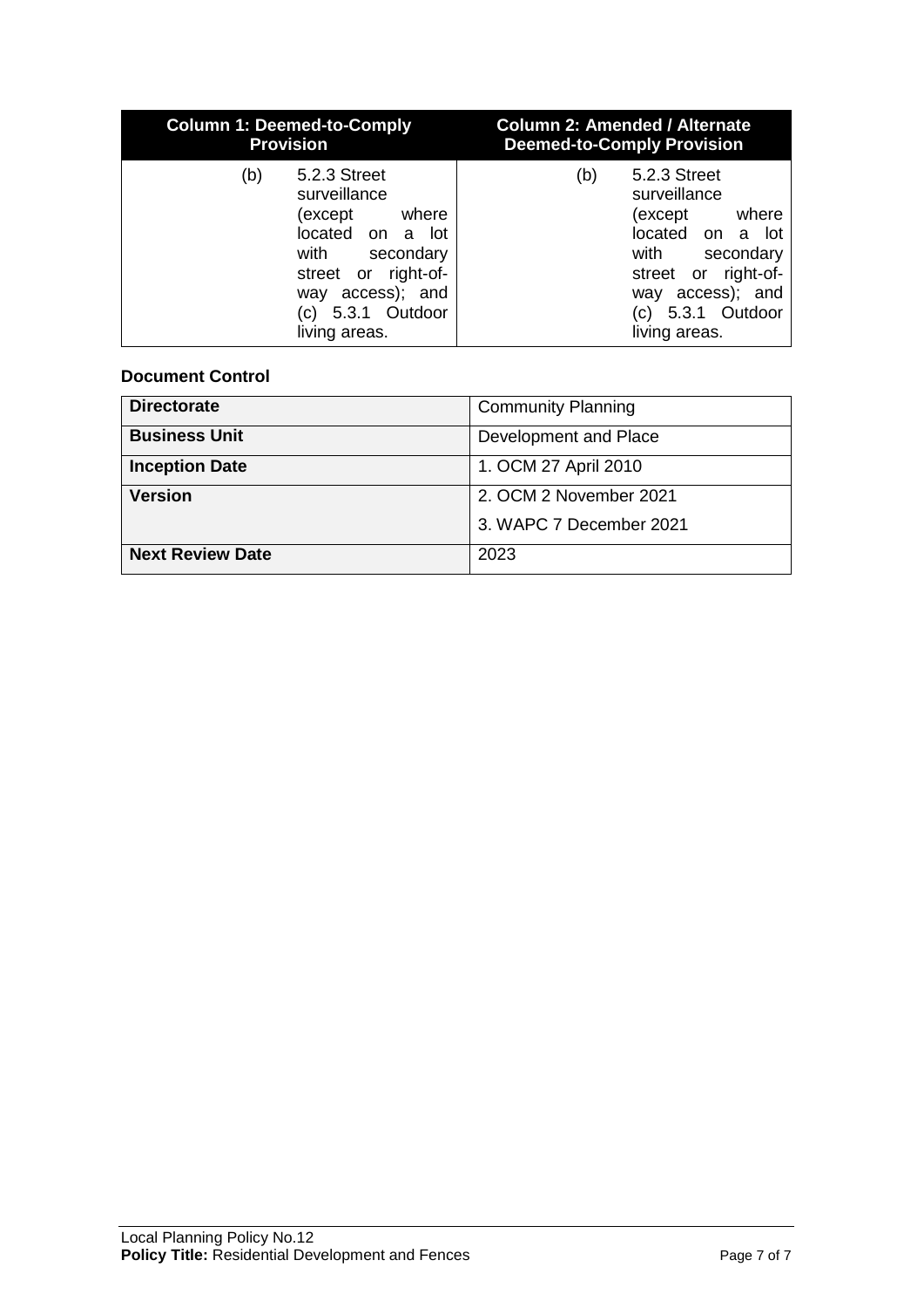| Column 1: Deemed-to-Comply Provision | Column 2: Amended / Alternate Deemed-to-Comply Provision |
|---|---|
| (b) 5.2.3 Street surveillance (except where located on a lot with secondary street or right-of-way access); and (c) 5.3.1 Outdoor living areas. | (b) 5.2.3 Street surveillance (except where located on a lot with secondary street or right-of-way access); and (c) 5.3.1 Outdoor living areas. |

**Document Control**

| | |
|---|---|
| **Directorate** | Community Planning |
| **Business Unit** | Development and Place |
| **Inception Date** | 1. OCM 27 April 2010 |
| **Version** | 2. OCM 2 November 2021<br>3. WAPC 7 December 2021 |
| **Next Review Date** | 2023 |